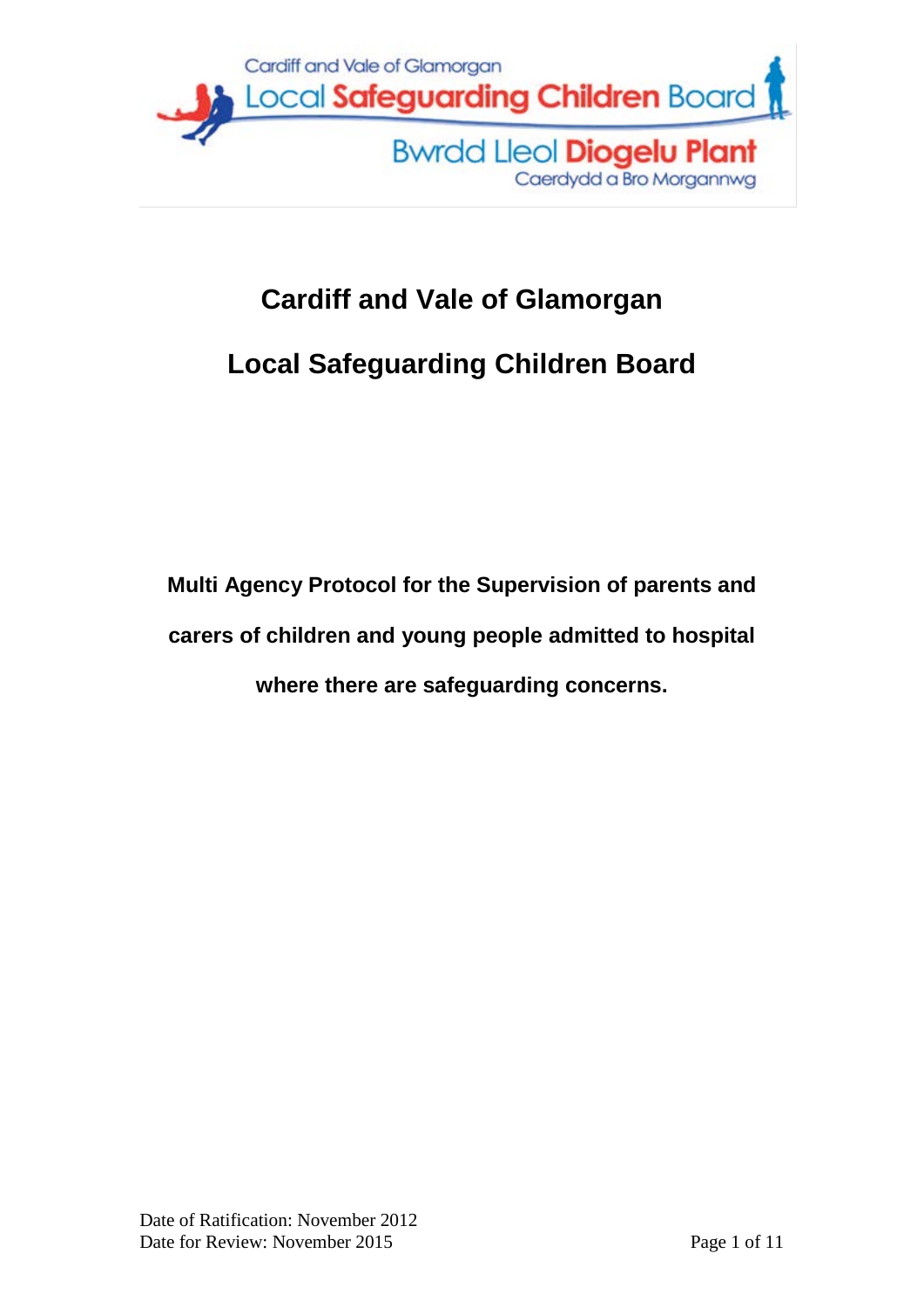# Cardiff and Vale of Glamorgan

# Local Safeguarding Children Board

**Multi Agency Protocol for the Supervision of parents and carers of children and young people admitted to hospital where there are safeguarding concerns.**

Date of Ratification: November 2012
Date for Review: November 2015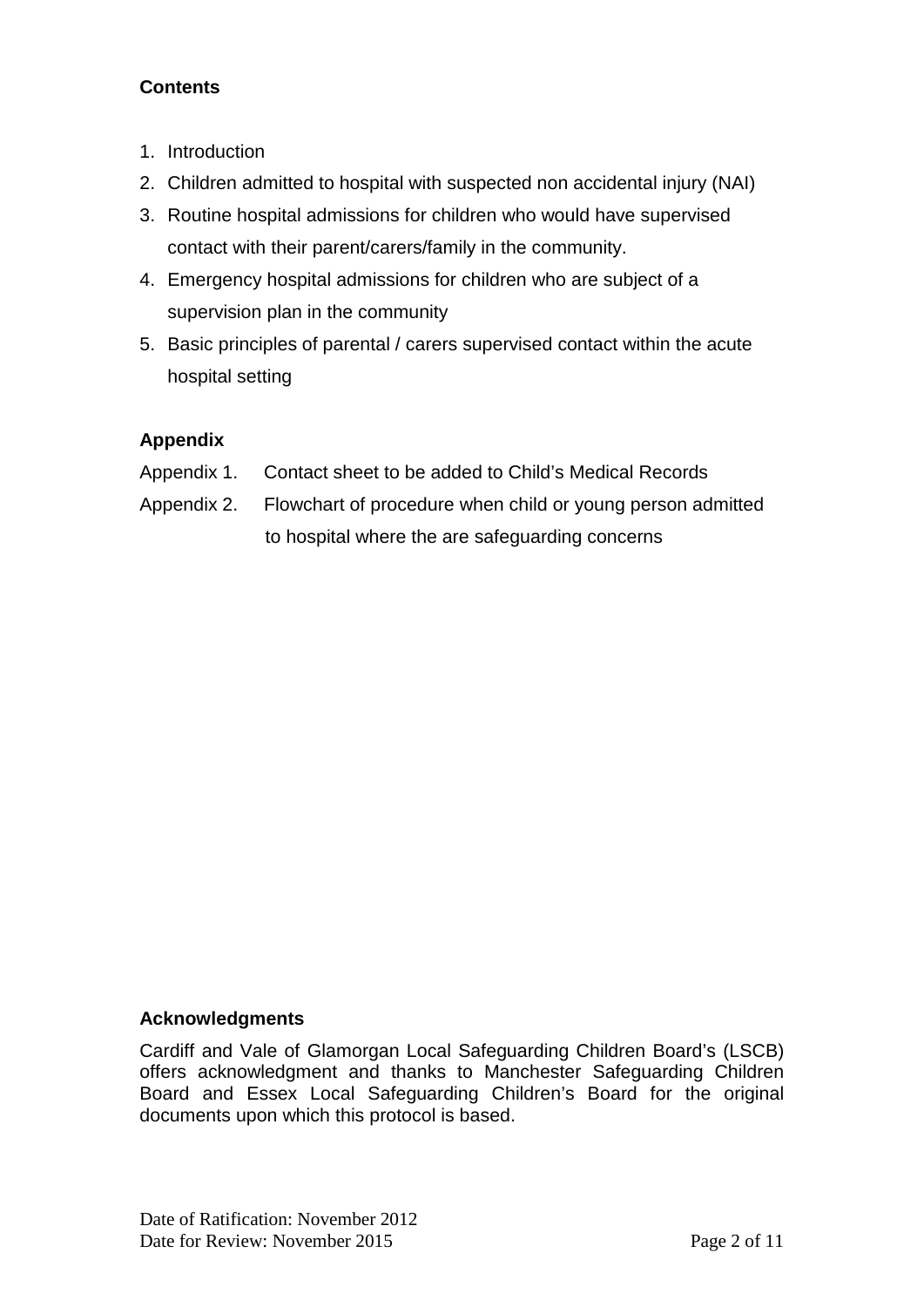**Contents**

1. Introduction
2. Children admitted to hospital with suspected non accidental injury (NAI)
3. Routine hospital admissions for children who would have supervised contact with their parent/carers/family in the community.
4. Emergency hospital admissions for children who are subject of a supervision plan in the community
5. Basic principles of parental / carers supervised contact within the acute hospital setting

**Appendix**

Appendix 1. Contact sheet to be added to Child's Medical Records

Appendix 2. Flowchart of procedure when child or young person admitted to hospital where the are safeguarding concerns

**Acknowledgments**

Cardiff and Vale of Glamorgan Local Safeguarding Children Board's (LSCB) offers acknowledgment and thanks to Manchester Safeguarding Children Board and Essex Local Safeguarding Children's Board for the original documents upon which this protocol is based.

Date of Ratification: November 2012
Date for Review: November 2015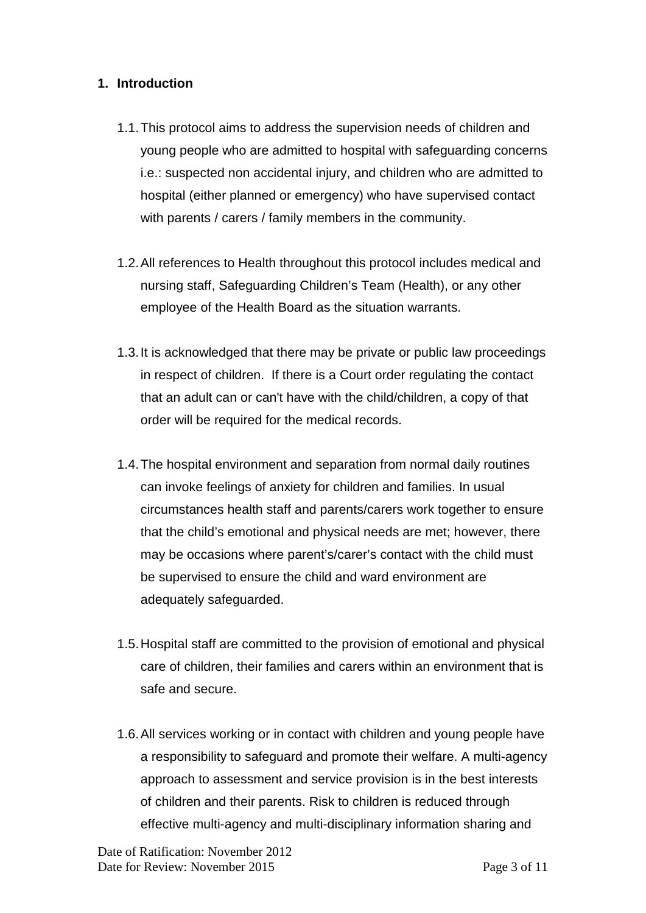## 1. Introduction

1.1. This protocol aims to address the supervision needs of children and young people who are admitted to hospital with safeguarding concerns i.e.: suspected non accidental injury, and children who are admitted to hospital (either planned or emergency) who have supervised contact with parents / carers / family members in the community.

1.2. All references to Health throughout this protocol includes medical and nursing staff, Safeguarding Children's Team (Health), or any other employee of the Health Board as the situation warrants.

1.3. It is acknowledged that there may be private or public law proceedings in respect of children. If there is a Court order regulating the contact that an adult can or can't have with the child/children, a copy of that order will be required for the medical records.

1.4. The hospital environment and separation from normal daily routines can invoke feelings of anxiety for children and families. In usual circumstances health staff and parents/carers work together to ensure that the child's emotional and physical needs are met; however, there may be occasions where parent's/carer's contact with the child must be supervised to ensure the child and ward environment are adequately safeguarded.

1.5. Hospital staff are committed to the provision of emotional and physical care of children, their families and carers within an environment that is safe and secure.

1.6. All services working or in contact with children and young people have a responsibility to safeguard and promote their welfare. A multi-agency approach to assessment and service provision is in the best interests of children and their parents. Risk to children is reduced through effective multi-agency and multi-disciplinary information sharing and

Date of Ratification: November 2012
Date for Review: November 2015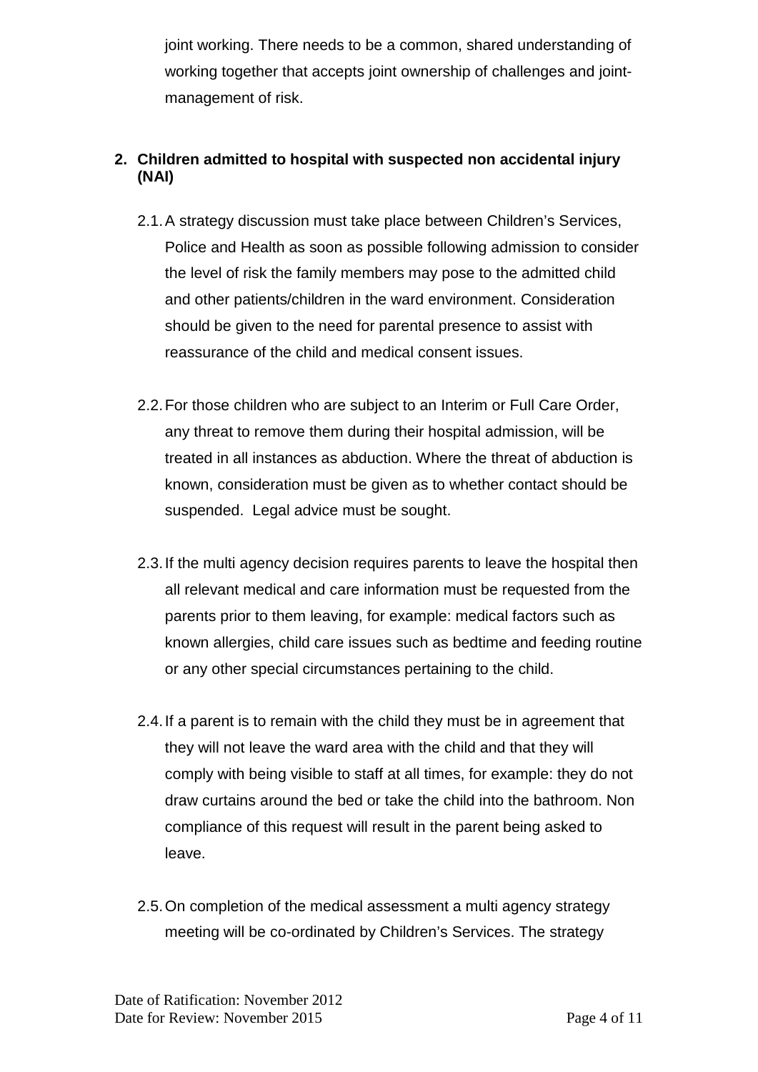joint working. There needs to be a common, shared understanding of working together that accepts joint ownership of challenges and joint-management of risk.

## 2. Children admitted to hospital with suspected non accidental injury (NAI)

2.1. A strategy discussion must take place between Children's Services, Police and Health as soon as possible following admission to consider the level of risk the family members may pose to the admitted child and other patients/children in the ward environment. Consideration should be given to the need for parental presence to assist with reassurance of the child and medical consent issues.

2.2. For those children who are subject to an Interim or Full Care Order, any threat to remove them during their hospital admission, will be treated in all instances as abduction. Where the threat of abduction is known, consideration must be given as to whether contact should be suspended. Legal advice must be sought.

2.3. If the multi agency decision requires parents to leave the hospital then all relevant medical and care information must be requested from the parents prior to them leaving, for example: medical factors such as known allergies, child care issues such as bedtime and feeding routine or any other special circumstances pertaining to the child.

2.4. If a parent is to remain with the child they must be in agreement that they will not leave the ward area with the child and that they will comply with being visible to staff at all times, for example: they do not draw curtains around the bed or take the child into the bathroom. Non compliance of this request will result in the parent being asked to leave.

2.5. On completion of the medical assessment a multi agency strategy meeting will be co-ordinated by Children's Services. The strategy

Date of Ratification: November 2012
Date for Review: November 2015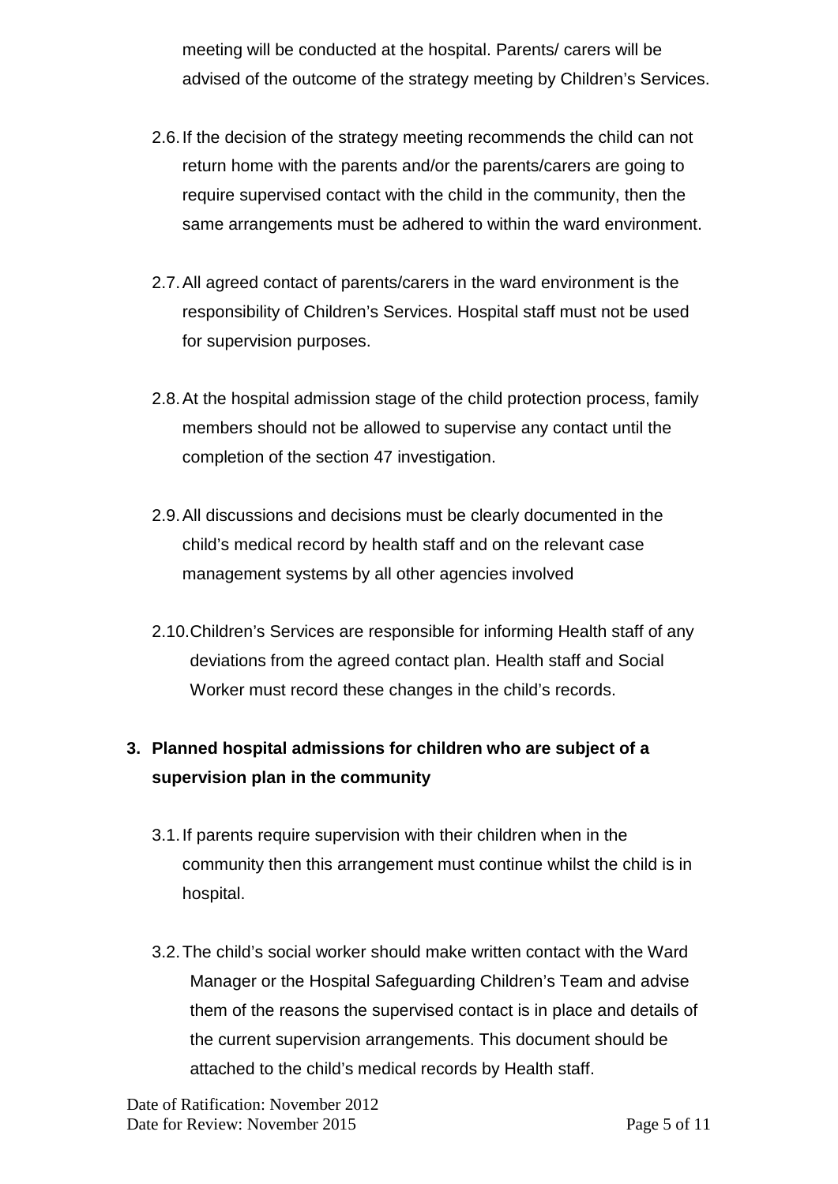meeting will be conducted at the hospital. Parents/ carers will be advised of the outcome of the strategy meeting by Children's Services.

2.6. If the decision of the strategy meeting recommends the child can not return home with the parents and/or the parents/carers are going to require supervised contact with the child in the community, then the same arrangements must be adhered to within the ward environment.

2.7. All agreed contact of parents/carers in the ward environment is the responsibility of Children's Services. Hospital staff must not be used for supervision purposes.

2.8. At the hospital admission stage of the child protection process, family members should not be allowed to supervise any contact until the completion of the section 47 investigation.

2.9. All discussions and decisions must be clearly documented in the child's medical record by health staff and on the relevant case management systems by all other agencies involved

2.10. Children's Services are responsible for informing Health staff of any deviations from the agreed contact plan. Health staff and Social Worker must record these changes in the child's records.

## 3. Planned hospital admissions for children who are subject of a supervision plan in the community

3.1. If parents require supervision with their children when in the community then this arrangement must continue whilst the child is in hospital.

3.2. The child's social worker should make written contact with the Ward Manager or the Hospital Safeguarding Children's Team and advise them of the reasons the supervised contact is in place and details of the current supervision arrangements. This document should be attached to the child's medical records by Health staff.

Date of Ratification: November 2012
Date for Review: November 2015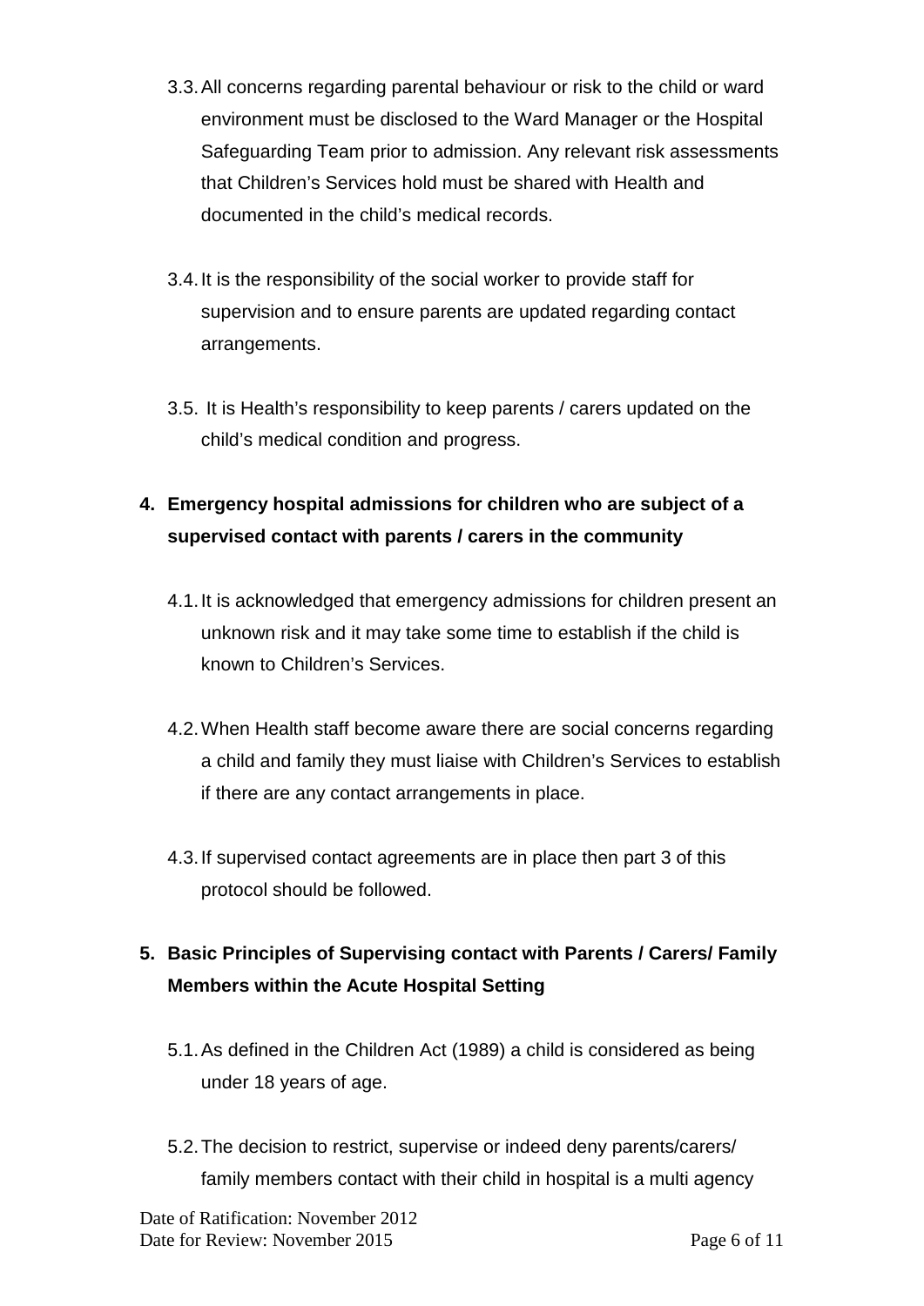3.3. All concerns regarding parental behaviour or risk to the child or ward environment must be disclosed to the Ward Manager or the Hospital Safeguarding Team prior to admission. Any relevant risk assessments that Children's Services hold must be shared with Health and documented in the child's medical records.

3.4. It is the responsibility of the social worker to provide staff for supervision and to ensure parents are updated regarding contact arrangements.

3.5. It is Health's responsibility to keep parents / carers updated on the child's medical condition and progress.

## 4. Emergency hospital admissions for children who are subject of a supervised contact with parents / carers in the community

4.1. It is acknowledged that emergency admissions for children present an unknown risk and it may take some time to establish if the child is known to Children's Services.

4.2. When Health staff become aware there are social concerns regarding a child and family they must liaise with Children's Services to establish if there are any contact arrangements in place.

4.3. If supervised contact agreements are in place then part 3 of this protocol should be followed.

## 5. Basic Principles of Supervising contact with Parents / Carers/ Family Members within the Acute Hospital Setting

5.1. As defined in the Children Act (1989) a child is considered as being under 18 years of age.

5.2. The decision to restrict, supervise or indeed deny parents/carers/ family members contact with their child in hospital is a multi agency

Date of Ratification: November 2012
Date for Review: November 2015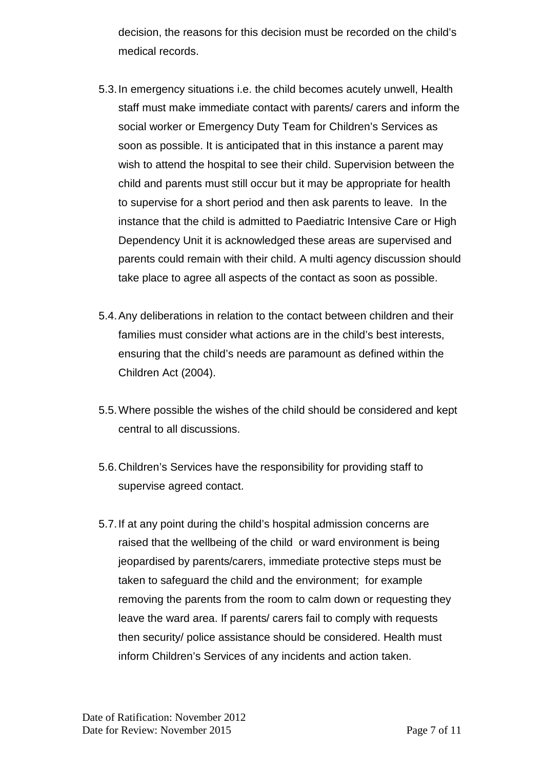decision, the reasons for this decision must be recorded on the child's medical records.

5.3. In emergency situations i.e. the child becomes acutely unwell, Health staff must make immediate contact with parents/ carers and inform the social worker or Emergency Duty Team for Children's Services as soon as possible. It is anticipated that in this instance a parent may wish to attend the hospital to see their child. Supervision between the child and parents must still occur but it may be appropriate for health to supervise for a short period and then ask parents to leave. In the instance that the child is admitted to Paediatric Intensive Care or High Dependency Unit it is acknowledged these areas are supervised and parents could remain with their child. A multi agency discussion should take place to agree all aspects of the contact as soon as possible.

5.4. Any deliberations in relation to the contact between children and their families must consider what actions are in the child's best interests, ensuring that the child's needs are paramount as defined within the Children Act (2004).

5.5. Where possible the wishes of the child should be considered and kept central to all discussions.

5.6. Children's Services have the responsibility for providing staff to supervise agreed contact.

5.7. If at any point during the child's hospital admission concerns are raised that the wellbeing of the child or ward environment is being jeopardised by parents/carers, immediate protective steps must be taken to safeguard the child and the environment; for example removing the parents from the room to calm down or requesting they leave the ward area. If parents/ carers fail to comply with requests then security/ police assistance should be considered. Health must inform Children's Services of any incidents and action taken.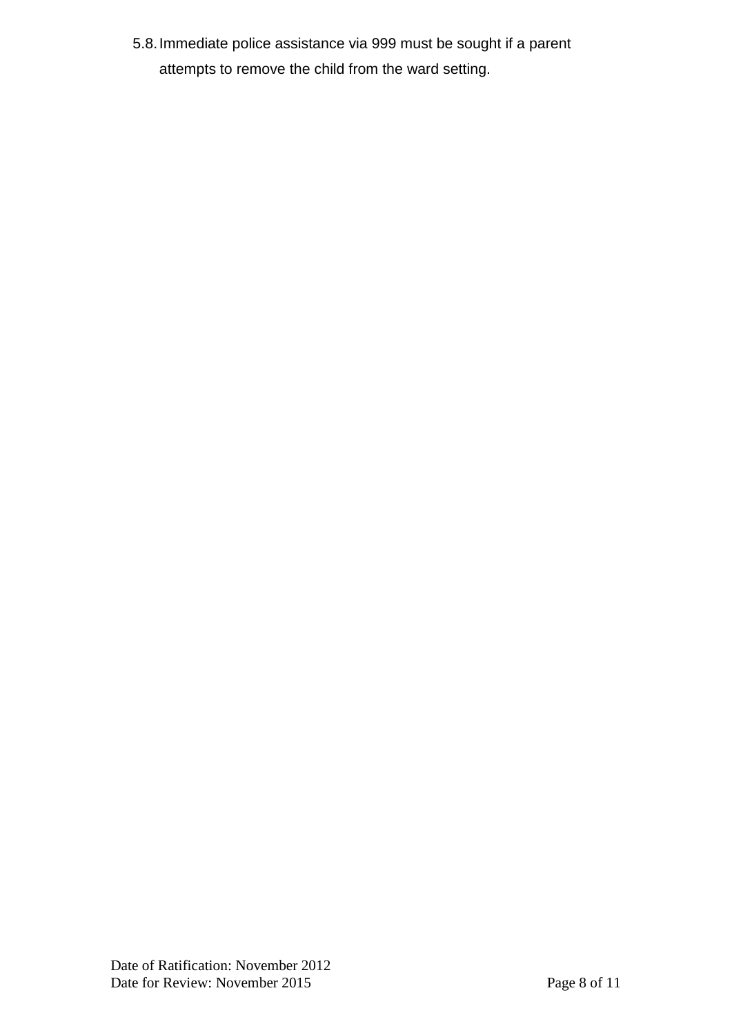5.8. Immediate police assistance via 999 must be sought if a parent attempts to remove the child from the ward setting.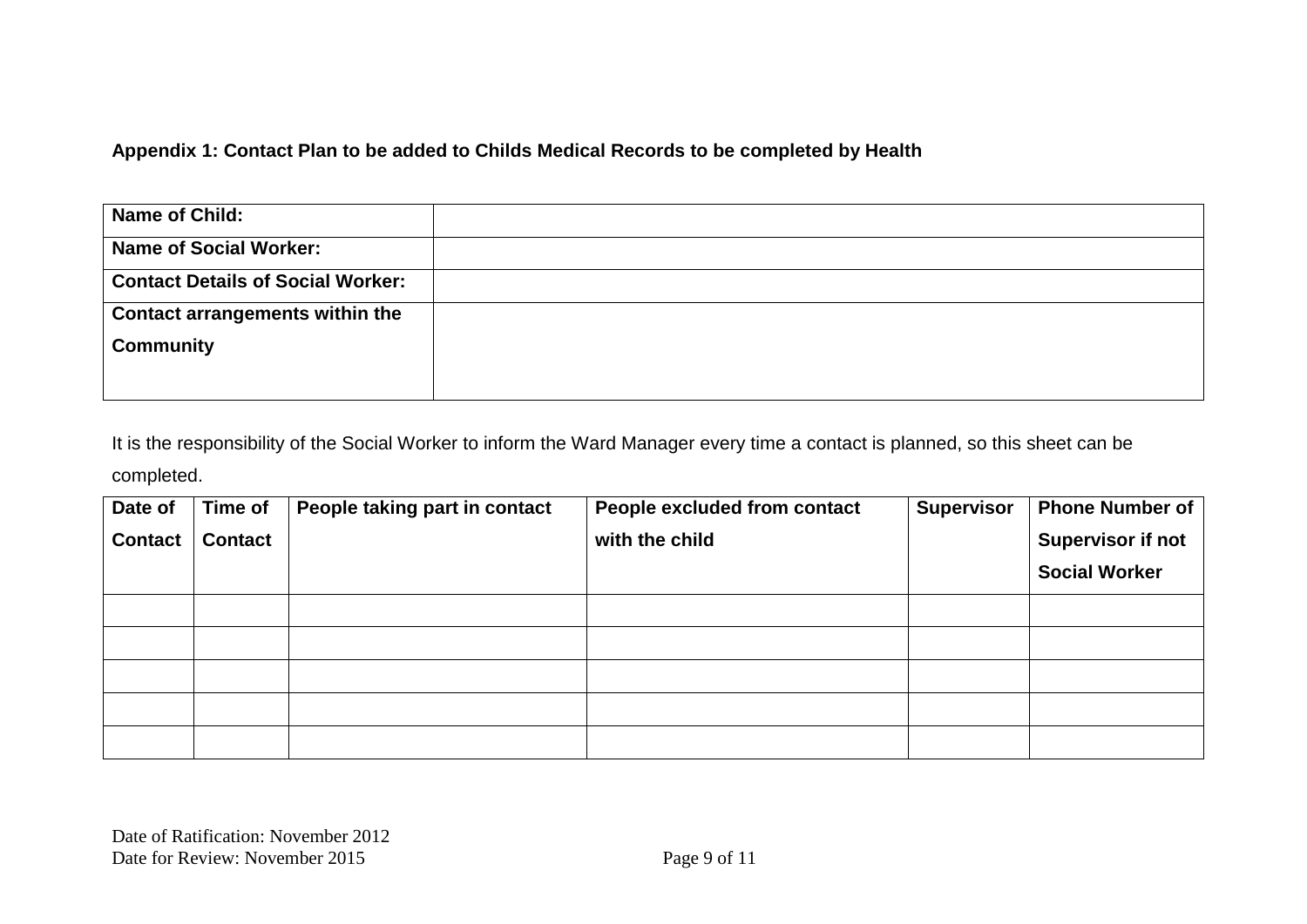**Appendix 1: Contact Plan to be added to Childs Medical Records to be completed by Health**

| **Name of Child:** | |
|---|---|
| **Name of Social Worker:** | |
| **Contact Details of Social Worker:** | |
| **Contact arrangements within the Community** | |

It is the responsibility of the Social Worker to inform the Ward Manager every time a contact is planned, so this sheet can be completed.

| **Date of Contact** | **Time of Contact** | **People taking part in contact** | **People excluded from contact with the child** | **Supervisor** | **Phone Number of Supervisor if not Social Worker** |
|---|---|---|---|---|---|
| | | | | | |
| | | | | | |
| | | | | | |
| | | | | | |
| | | | | | |

Date of Ratification: November 2012
Date for Review: November 2015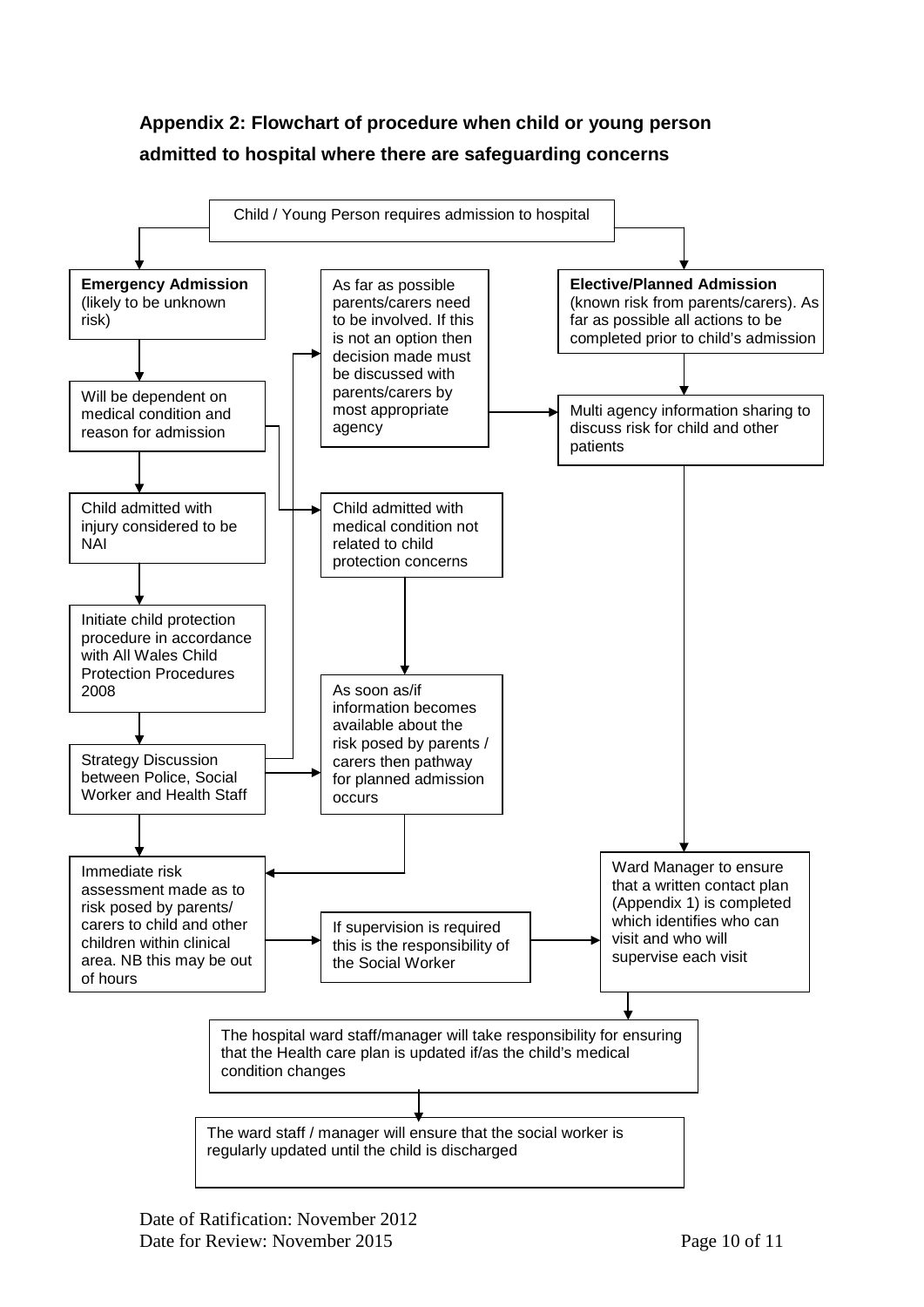**Appendix 2: Flowchart of procedure when child or young person admitted to hospital where there are safeguarding concerns**

Child / Young Person requires admission to hospital

**Emergency Admission** (likely to be unknown risk)

Will be dependent on medical condition and reason for admission

Child admitted with injury considered to be NAI

Initiate child protection procedure in accordance with All Wales Child Protection Procedures 2008

Strategy Discussion between Police, Social Worker and Health Staff

Immediate risk assessment made as to risk posed by parents/ carers to child and other children within clinical area. NB this may be out of hours

As far as possible parents/carers need to be involved. If this is not an option then decision made must be discussed with parents/carers by most appropriate agency

Child admitted with medical condition not related to child protection concerns

As soon as/if information becomes available about the risk posed by parents / carers then pathway for planned admission occurs

If supervision is required this is the responsibility of the Social Worker

**Elective/Planned Admission** (known risk from parents/carers). As far as possible all actions to be completed prior to child's admission

Multi agency information sharing to discuss risk for child and other patients

Ward Manager to ensure that a written contact plan (Appendix 1) is completed which identifies who can visit and who will supervise each visit

The hospital ward staff/manager will take responsibility for ensuring that the Health care plan is updated if/as the child's medical condition changes

The ward staff / manager will ensure that the social worker is regularly updated until the child is discharged

Date of Ratification: November 2012
Date for Review: November 2015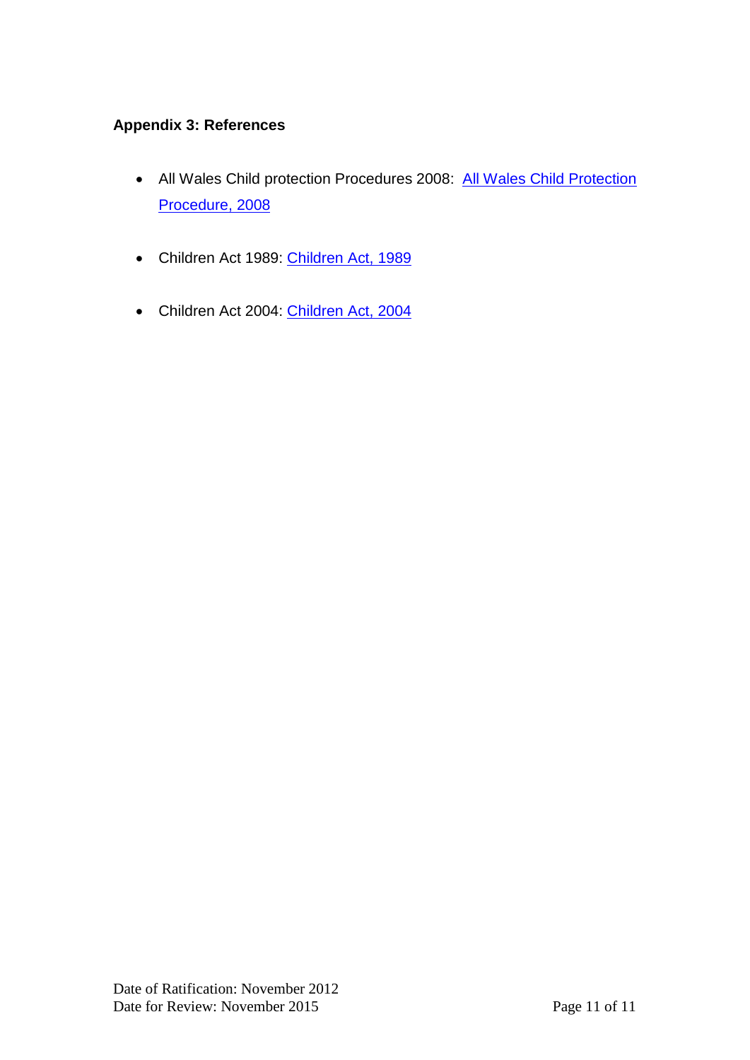### Appendix 3: References

- All Wales Child protection Procedures 2008: All Wales Child Protection Procedure, 2008
- Children Act 1989: Children Act, 1989
- Children Act 2004: Children Act, 2004

Date of Ratification: November 2012
Date for Review: November 2015